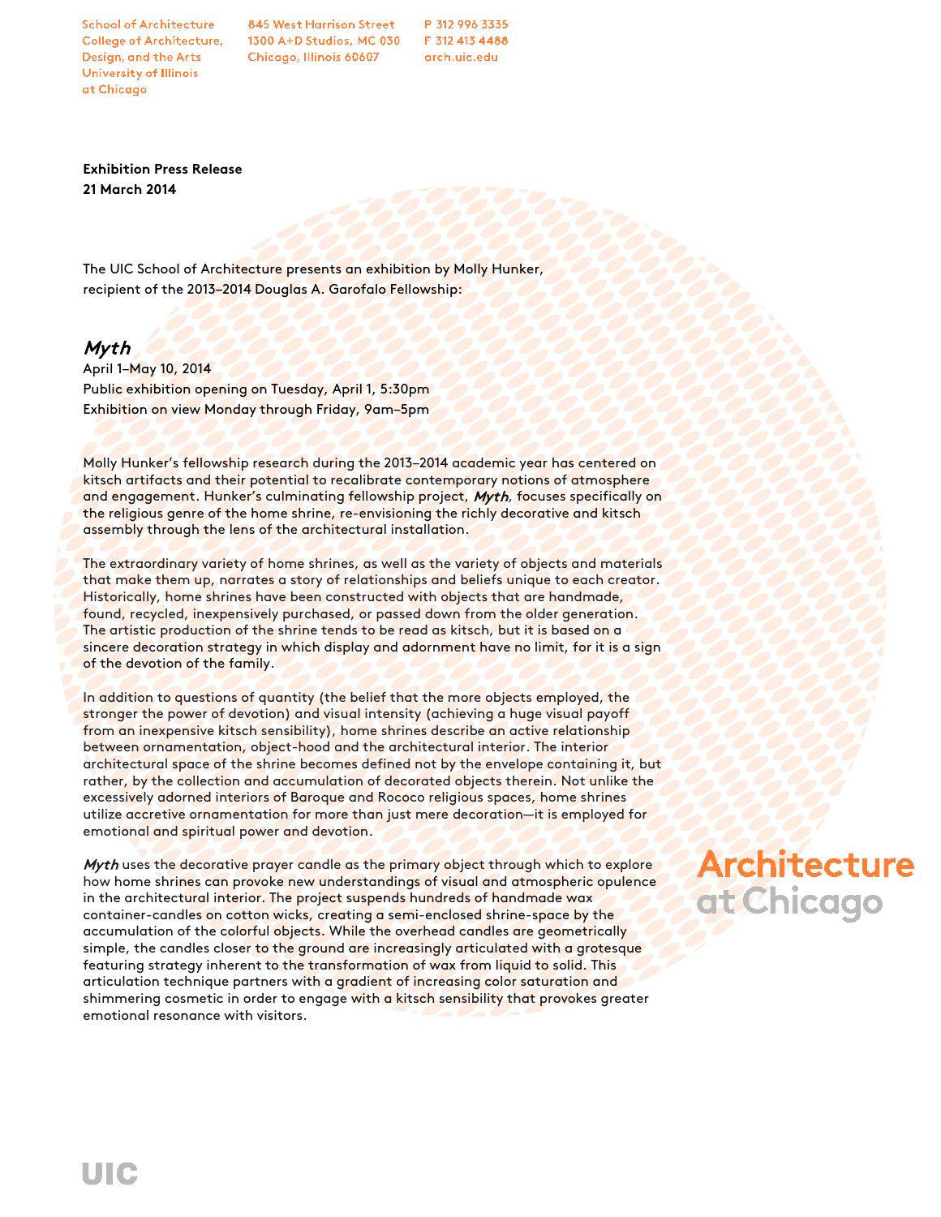School of Architecture
College of Architecture, Design, and the Arts
University of Illinois at Chicago

845 West Harrison Street
1300 A+D Studios, MC 030
Chicago, Illinois 60607

P 312 996 3335
F 312 413 4488
arch.uic.edu

**Exhibition Press Release**
**21 March 2014**

The UIC School of Architecture presents an exhibition by Molly Hunker, recipient of the 2013–2014 Douglas A. Garofalo Fellowship:

## *Myth*

April 1–May 10, 2014
Public exhibition opening on Tuesday, April 1, 5:30pm
Exhibition on view Monday through Friday, 9am–5pm

Molly Hunker's fellowship research during the 2013–2014 academic year has centered on kitsch artifacts and their potential to recalibrate contemporary notions of atmosphere and engagement. Hunker's culminating fellowship project, ***Myth***, focuses specifically on the religious genre of the home shrine, re-envisioning the richly decorative and kitsch assembly through the lens of the architectural installation.

The extraordinary variety of home shrines, as well as the variety of objects and materials that make them up, narrates a story of relationships and beliefs unique to each creator. Historically, home shrines have been constructed with objects that are handmade, found, recycled, inexpensively purchased, or passed down from the older generation. The artistic production of the shrine tends to be read as kitsch, but it is based on a sincere decoration strategy in which display and adornment have no limit, for it is a sign of the devotion of the family.

In addition to questions of quantity (the belief that the more objects employed, the stronger the power of devotion) and visual intensity (achieving a huge visual payoff from an inexpensive kitsch sensibility), home shrines describe an active relationship between ornamentation, object-hood and the architectural interior. The interior architectural space of the shrine becomes defined not by the envelope containing it, but rather, by the collection and accumulation of decorated objects therein. Not unlike the excessively adorned interiors of Baroque and Rococo religious spaces, home shrines utilize accretive ornamentation for more than just mere decoration—it is employed for emotional and spiritual power and devotion.

***Myth*** uses the decorative prayer candle as the primary object through which to explore how home shrines can provoke new understandings of visual and atmospheric opulence in the architectural interior. The project suspends hundreds of handmade wax container-candles on cotton wicks, creating a semi-enclosed shrine-space by the accumulation of the colorful objects. While the overhead candles are geometrically simple, the candles closer to the ground are increasingly articulated with a grotesque featuring strategy inherent to the transformation of wax from liquid to solid. This articulation technique partners with a gradient of increasing color saturation and shimmering cosmetic in order to engage with a kitsch sensibility that provokes greater emotional resonance with visitors.

Architecture at Chicago

UIC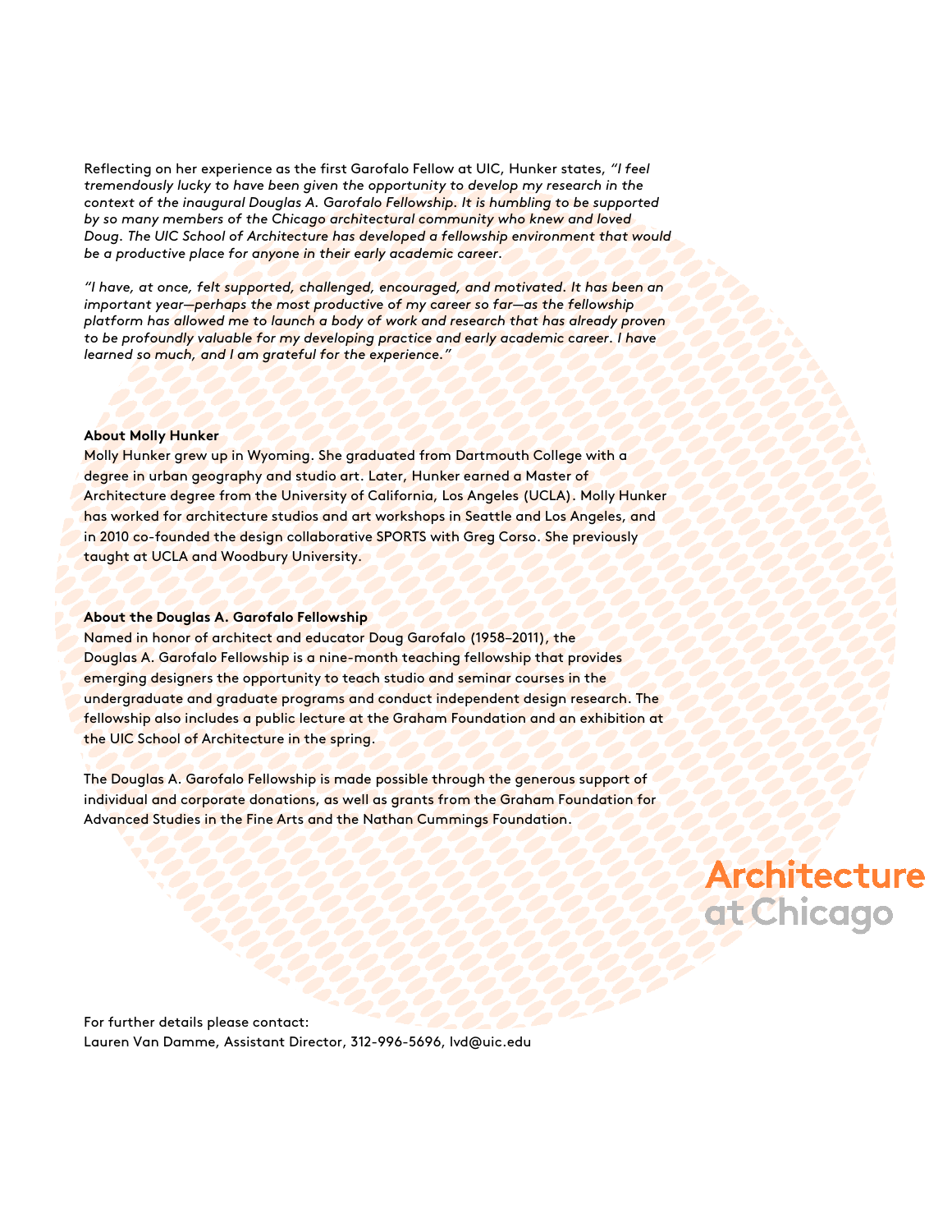Reflecting on her experience as the first Garofalo Fellow at UIC, Hunker states, *"I feel tremendously lucky to have been given the opportunity to develop my research in the context of the inaugural Douglas A. Garofalo Fellowship. It is humbling to be supported by so many members of the Chicago architectural community who knew and loved Doug. The UIC School of Architecture has developed a fellowship environment that would be a productive place for anyone in their early academic career.*

*"I have, at once, felt supported, challenged, encouraged, and motivated. It has been an important year—perhaps the most productive of my career so far—as the fellowship platform has allowed me to launch a body of work and research that has already proven to be profoundly valuable for my developing practice and early academic career. I have learned so much, and I am grateful for the experience."*

**About Molly Hunker**

Molly Hunker grew up in Wyoming. She graduated from Dartmouth College with a degree in urban geography and studio art. Later, Hunker earned a Master of Architecture degree from the University of California, Los Angeles (UCLA). Molly Hunker has worked for architecture studios and art workshops in Seattle and Los Angeles, and in 2010 co-founded the design collaborative SPORTS with Greg Corso. She previously taught at UCLA and Woodbury University.

**About the Douglas A. Garofalo Fellowship**

Named in honor of architect and educator Doug Garofalo (1958–2011), the Douglas A. Garofalo Fellowship is a nine-month teaching fellowship that provides emerging designers the opportunity to teach studio and seminar courses in the undergraduate and graduate programs and conduct independent design research. The fellowship also includes a public lecture at the Graham Foundation and an exhibition at the UIC School of Architecture in the spring.

The Douglas A. Garofalo Fellowship is made possible through the generous support of individual and corporate donations, as well as grants from the Graham Foundation for Advanced Studies in the Fine Arts and the Nathan Cummings Foundation.

Architecture
at Chicago

For further details please contact:
Lauren Van Damme, Assistant Director, 312-996-5696, lvd@uic.edu